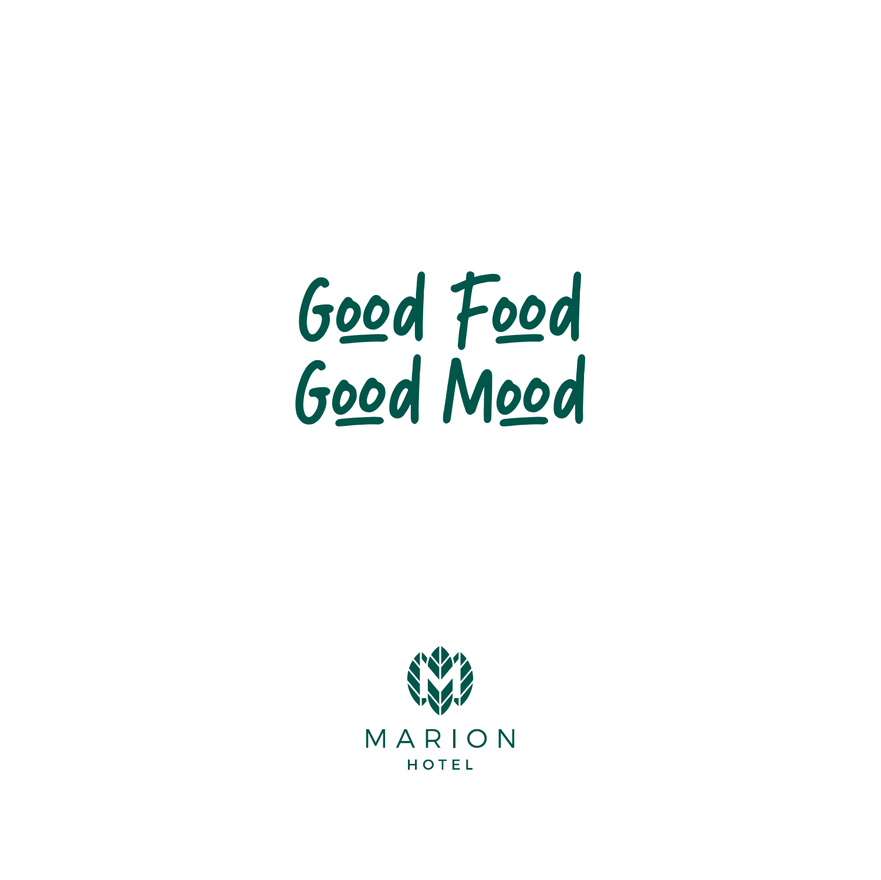# Good Food
# Good Mood

MARION

HOTEL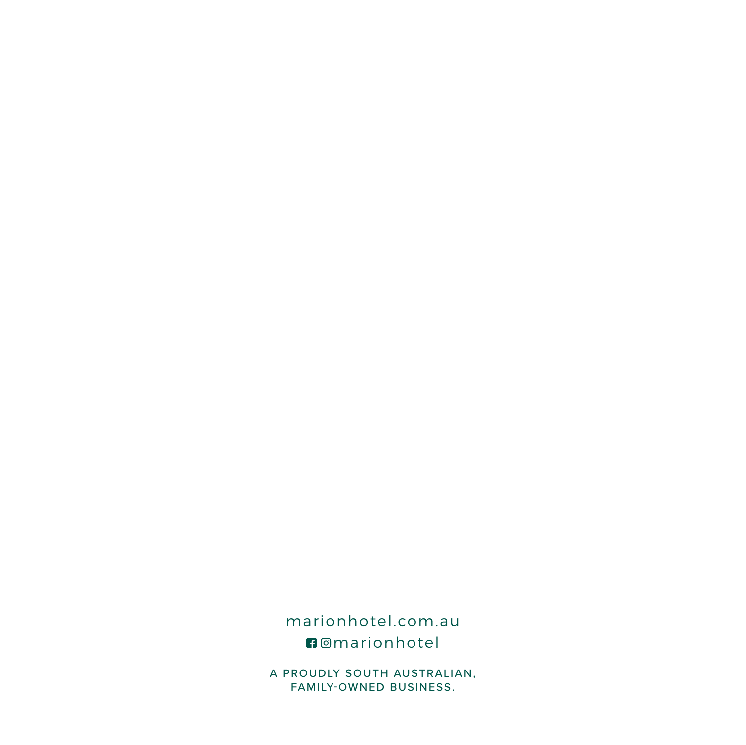marionhotel.com.au

@marionhotel

A PROUDLY SOUTH AUSTRALIAN,
FAMILY-OWNED BUSINESS.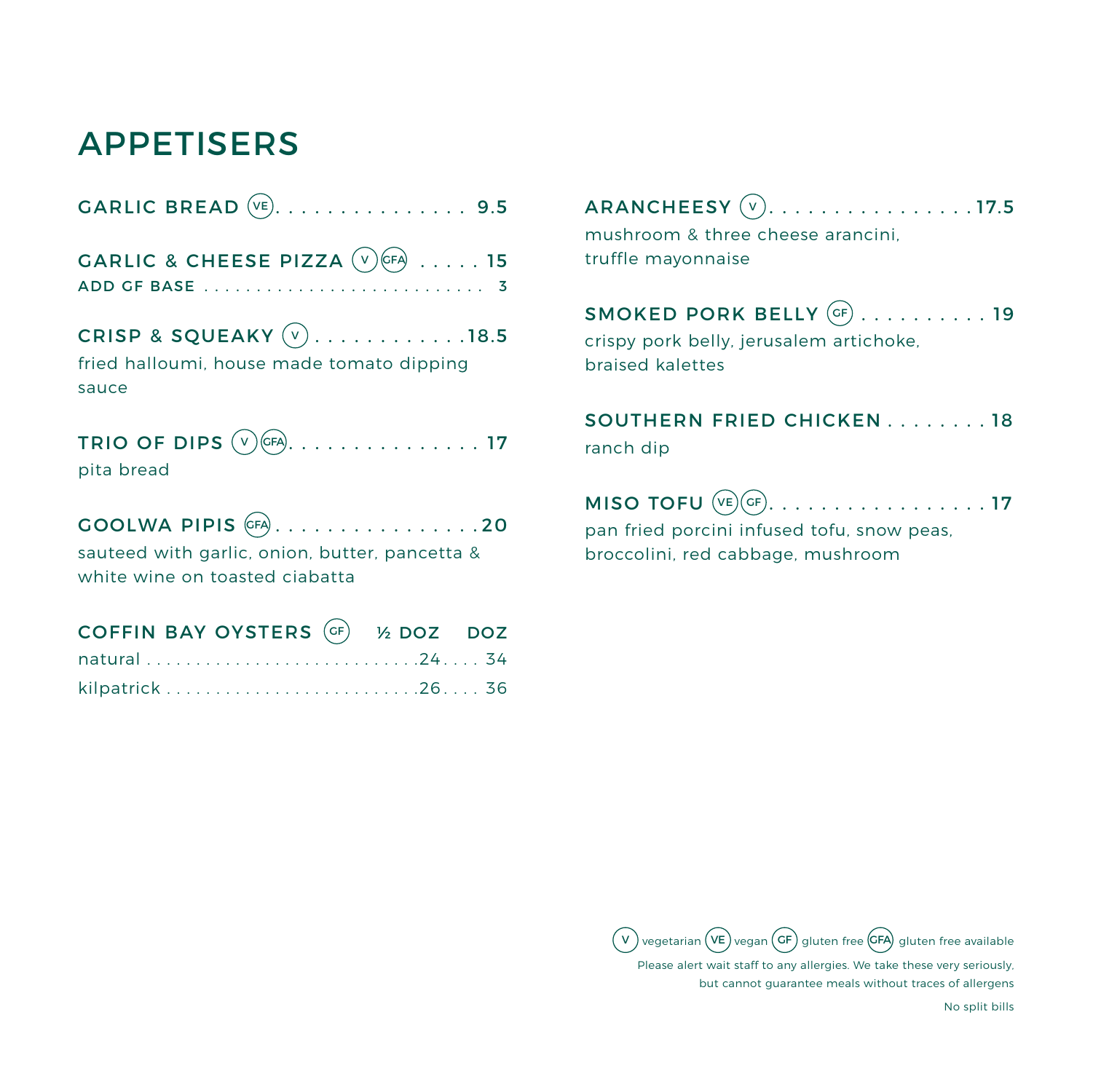# APPETISERS

**GARLIC BREAD** (VE) . . . . . . . . . . . . . . . . 9.5

**GARLIC & CHEESE PIZZA** (V) (GFA) . . . . . 15
ADD GF BASE . . . . . . . . . . . . . . . . . . . . . . . . . . . 3

**CRISP & SQUEAKY** (V) . . . . . . . . . . . . 18.5
fried halloumi, house made tomato dipping sauce

**TRIO OF DIPS** (V) (GFA) . . . . . . . . . . . . . . . . 17
pita bread

**GOOLWA PIPIS** (GFA) . . . . . . . . . . . . . . . . . 20
sauteed with garlic, onion, butter, pancetta & white wine on toasted ciabatta

| COFFIN BAY OYSTERS (GF) | ½ DOZ | DOZ |
|---|---|---|
| natural | 24 | 34 |
| kilpatrick | 26 | 36 |

**ARANCHEESY** (V) . . . . . . . . . . . . . . . . . 17.5
mushroom & three cheese arancini, truffle mayonnaise

**SMOKED PORK BELLY** (GF) . . . . . . . . . . . 19
crispy pork belly, jerusalem artichoke, braised kalettes

**SOUTHERN FRIED CHICKEN** . . . . . . . . . 18
ranch dip

**MISO TOFU** (VE) (GF) . . . . . . . . . . . . . . . . . . 17
pan fried porcini infused tofu, snow peas, broccolini, red cabbage, mushroom

(V) vegetarian (VE) vegan (GF) gluten free (GFA) gluten free available

Please alert wait staff to any allergies. We take these very seriously, but cannot guarantee meals without traces of allergens

No split bills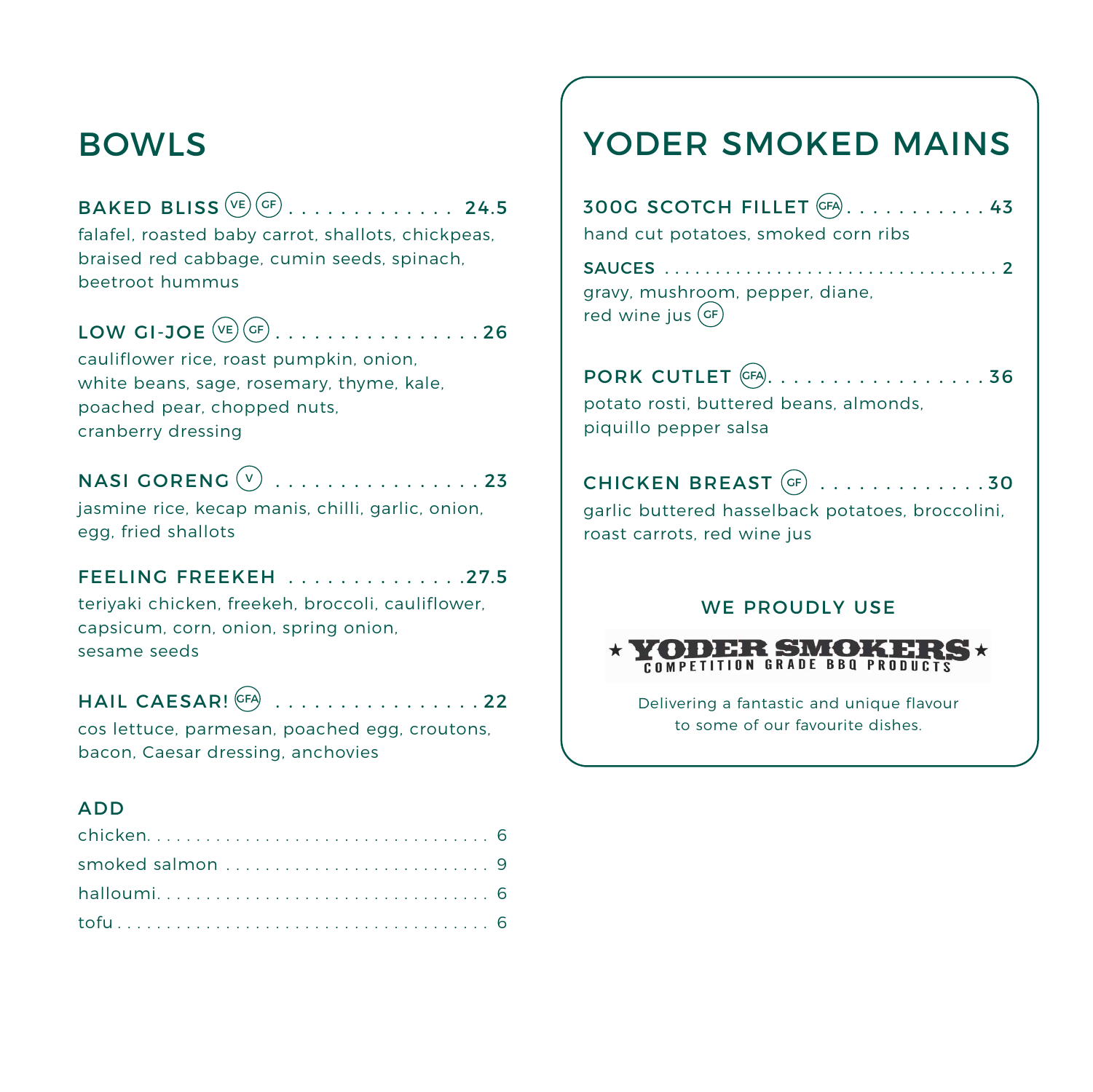# BOWLS

**BAKED BLISS** (VE) (GF) . . . . . . . . . . . . . . 24.5
falafel, roasted baby carrot, shallots, chickpeas, braised red cabbage, cumin seeds, spinach, beetroot hummus

**LOW GI-JOE** (VE) (GF) . . . . . . . . . . . . . . . . 26
cauliflower rice, roast pumpkin, onion, white beans, sage, rosemary, thyme, kale, poached pear, chopped nuts, cranberry dressing

**NASI GORENG** (V) . . . . . . . . . . . . . . . . 23
jasmine rice, kecap manis, chilli, garlic, onion, egg, fried shallots

**FEELING FREEKEH** . . . . . . . . . . . . . . 27.5
teriyaki chicken, freekeh, broccoli, cauliflower, capsicum, corn, onion, spring onion, sesame seeds

**HAIL CAESAR!** (GFA) . . . . . . . . . . . . . . . . 22
cos lettuce, parmesan, poached egg, croutons, bacon, Caesar dressing, anchovies

### ADD

chicken. . . . . . . . . . . . . . . . . . . . . . . . . . . . . . . . . . 6
smoked salmon . . . . . . . . . . . . . . . . . . . . . . . . . . 9
halloumi. . . . . . . . . . . . . . . . . . . . . . . . . . . . . . . . . 6
tofu . . . . . . . . . . . . . . . . . . . . . . . . . . . . . . . . . . . . 6

# YODER SMOKED MAINS

**300G SCOTCH FILLET** (GFA). . . . . . . . . . . . 43
hand cut potatoes, smoked corn ribs

**SAUCES** . . . . . . . . . . . . . . . . . . . . . . . . . . . . . . . . . 2
gravy, mushroom, pepper, diane, red wine jus (GF)

**PORK CUTLET** (GFA). . . . . . . . . . . . . . . . . . 36
potato rosti, buttered beans, almonds, piquillo pepper salsa

**CHICKEN BREAST** (GF) . . . . . . . . . . . . . . 30
garlic buttered hasselback potatoes, broccolini, roast carrots, red wine jus

WE PROUDLY USE

★ YODER SMOKERS ★
COMPETITION GRADE BBQ PRODUCTS

Delivering a fantastic and unique flavour to some of our favourite dishes.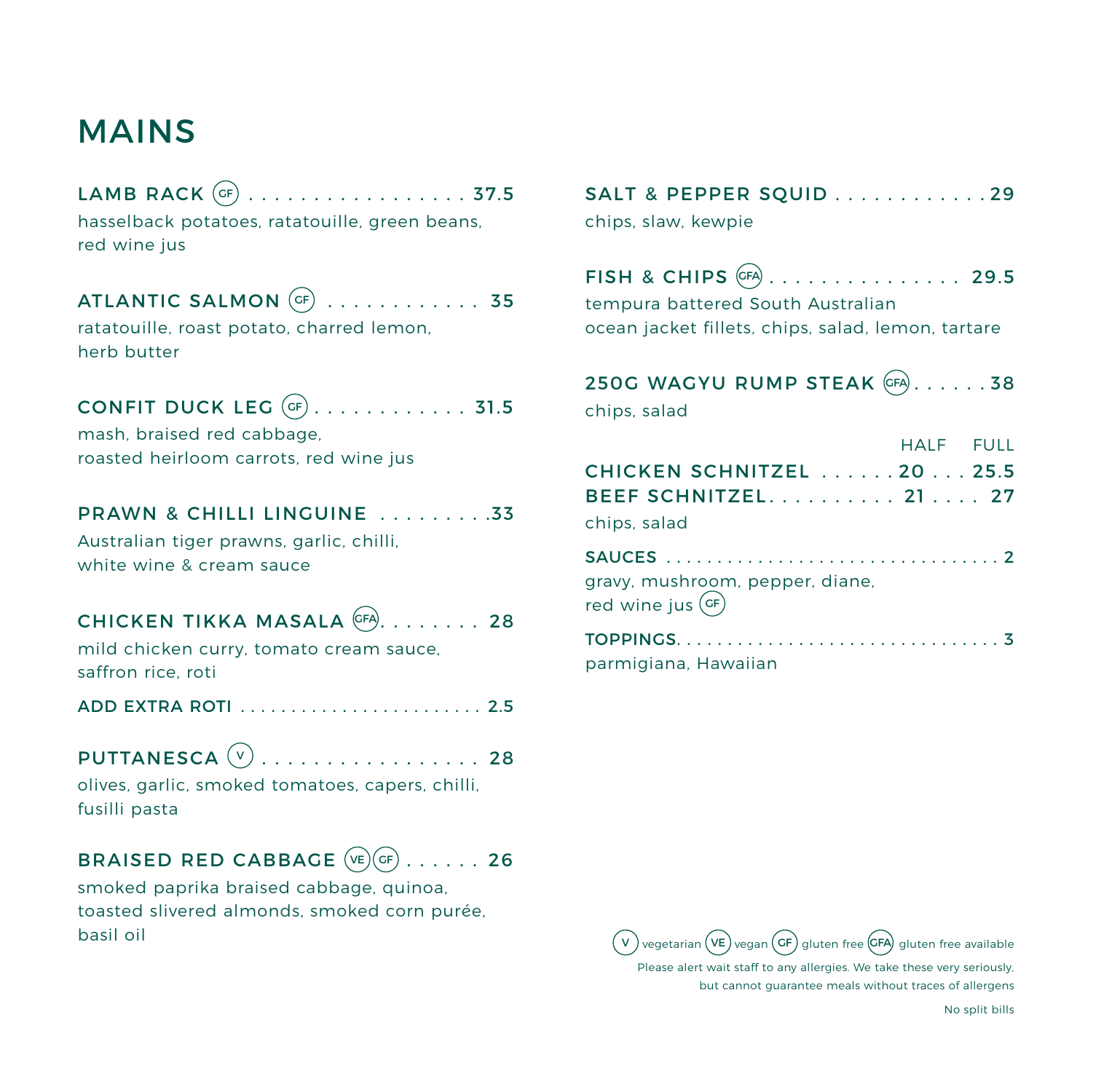# MAINS

**LAMB RACK** (GF) . . . . . . . . . . . . . . . . . . **37.5**
hasselback potatoes, ratatouille, green beans, red wine jus

**ATLANTIC SALMON** (GF) . . . . . . . . . . . . . **35**
ratatouille, roast potato, charred lemon, herb butter

**CONFIT DUCK LEG** (GF) . . . . . . . . . . . . . **31.5**
mash, braised red cabbage, roasted heirloom carrots, red wine jus

**PRAWN & CHILLI LINGUINE** . . . . . . . . . **33**
Australian tiger prawns, garlic, chilli, white wine & cream sauce

**CHICKEN TIKKA MASALA** (GFA) . . . . . . . . . **28**
mild chicken curry, tomato cream sauce, saffron rice, roti

**ADD EXTRA ROTI** . . . . . . . . . . . . . . . . . . . . . . . **2.5**

**PUTTANESCA** (V) . . . . . . . . . . . . . . . . . . **28**
olives, garlic, smoked tomatoes, capers, chilli, fusilli pasta

**BRAISED RED CABBAGE** (VE) (GF) . . . . . . **26**
smoked paprika braised cabbage, quinoa, toasted slivered almonds, smoked corn purée, basil oil

**SALT & PEPPER SQUID** . . . . . . . . . . . . **29**
chips, slaw, kewpie

**FISH & CHIPS** (GFA) . . . . . . . . . . . . . . . **29.5**
tempura battered South Australian ocean jacket fillets, chips, salad, lemon, tartare

**250G WAGYU RUMP STEAK** (GFA) . . . . . . **38**
chips, salad

| | HALF | FULL |
|---|---|---|
| **CHICKEN SCHNITZEL** | **20** | **25.5** |
| **BEEF SCHNITZEL** | **21** | **27** |

chips, salad

**SAUCES** . . . . . . . . . . . . . . . . . . . . . . . . . . . . . . . **2**
gravy, mushroom, pepper, diane, red wine jus (GF)

**TOPPINGS** . . . . . . . . . . . . . . . . . . . . . . . . . . . . . . **3**
parmigiana, Hawaiian

(V) vegetarian (VE) vegan (GF) gluten free (GFA) gluten free available

Please alert wait staff to any allergies. We take these very seriously, but cannot guarantee meals without traces of allergens

No split bills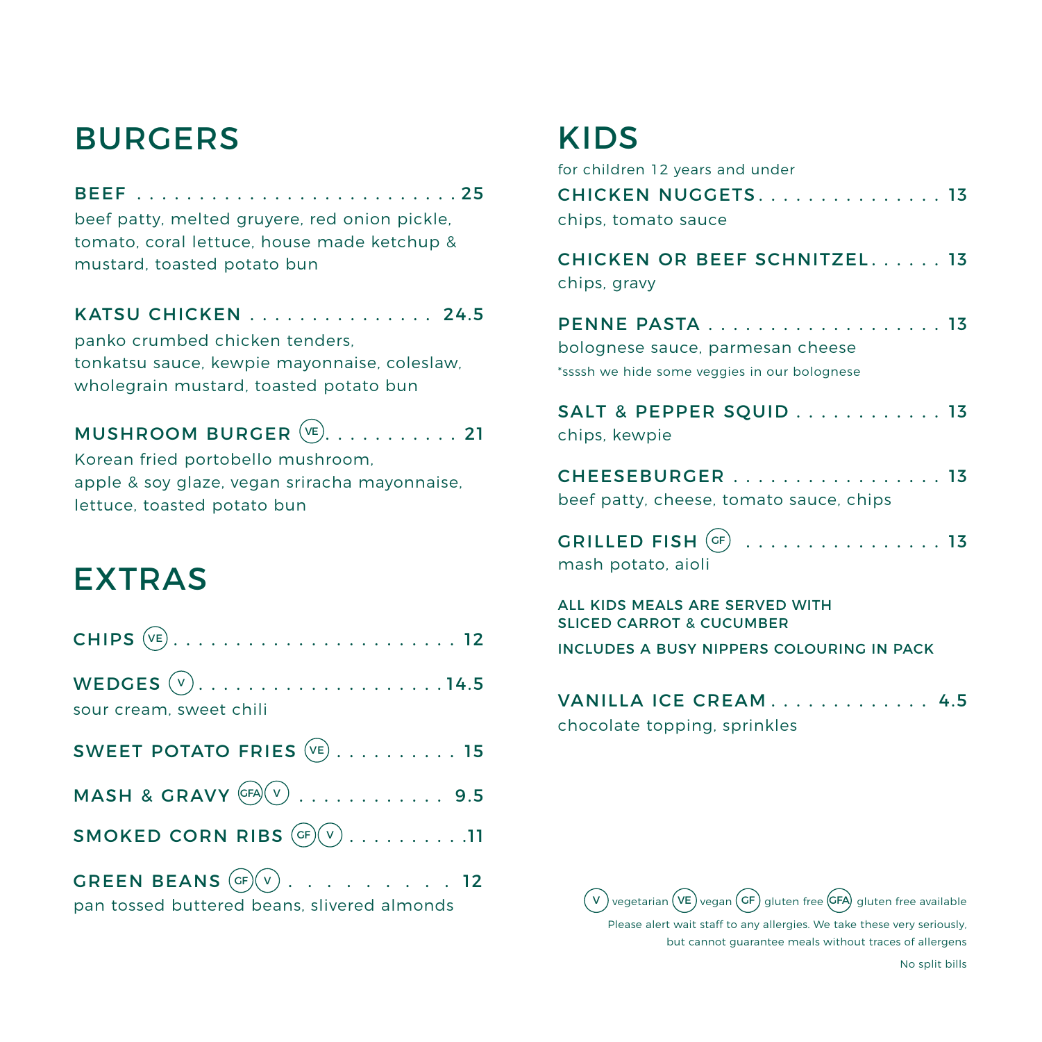## BURGERS

**BEEF** . . . . . . . . . . . . . . . . . . . . . . . . . . 25
beef patty, melted gruyere, red onion pickle, tomato, coral lettuce, house made ketchup & mustard, toasted potato bun

**KATSU CHICKEN** . . . . . . . . . . . . . . . . 24.5
panko crumbed chicken tenders, tonkatsu sauce, kewpie mayonnaise, coleslaw, wholegrain mustard, toasted potato bun

**MUSHROOM BURGER** (VE) . . . . . . . . . . . 21
Korean fried portobello mushroom, apple & soy glaze, vegan sriracha mayonnaise, lettuce, toasted potato bun

## EXTRAS

**CHIPS** (VE) . . . . . . . . . . . . . . . . . . . . . . . 12

**WEDGES** (V) . . . . . . . . . . . . . . . . . . . . . 14.5
sour cream, sweet chili

**SWEET POTATO FRIES** (VE) . . . . . . . . . . 15

**MASH & GRAVY** (GFA) (V) . . . . . . . . . . . . 9.5

**SMOKED CORN RIBS** (GF) (V) . . . . . . . . . . 11

**GREEN BEANS** (GF) (V) . . . . . . . . . . 12
pan tossed buttered beans, slivered almonds

## KIDS

for children 12 years and under

**CHICKEN NUGGETS** . . . . . . . . . . . . . . . . 13
chips, tomato sauce

**CHICKEN OR BEEF SCHNITZEL** . . . . . . 13
chips, gravy

**PENNE PASTA** . . . . . . . . . . . . . . . . . . . . 13
bolognese sauce, parmesan cheese
*ssssh we hide some veggies in our bolognese

**SALT & PEPPER SQUID** . . . . . . . . . . . . 13
chips, kewpie

**CHEESEBURGER** . . . . . . . . . . . . . . . . . . 13
beef patty, cheese, tomato sauce, chips

**GRILLED FISH** (GF) . . . . . . . . . . . . . . . . 13
mash potato, aioli

ALL KIDS MEALS ARE SERVED WITH SLICED CARROT & CUCUMBER

INCLUDES A BUSY NIPPERS COLOURING IN PACK

**VANILLA ICE CREAM** . . . . . . . . . . . . . . 4.5
chocolate topping, sprinkles

(V) vegetarian (VE) vegan (GF) gluten free (GFA) gluten free available

Please alert wait staff to any allergies. We take these very seriously, but cannot guarantee meals without traces of allergens

No split bills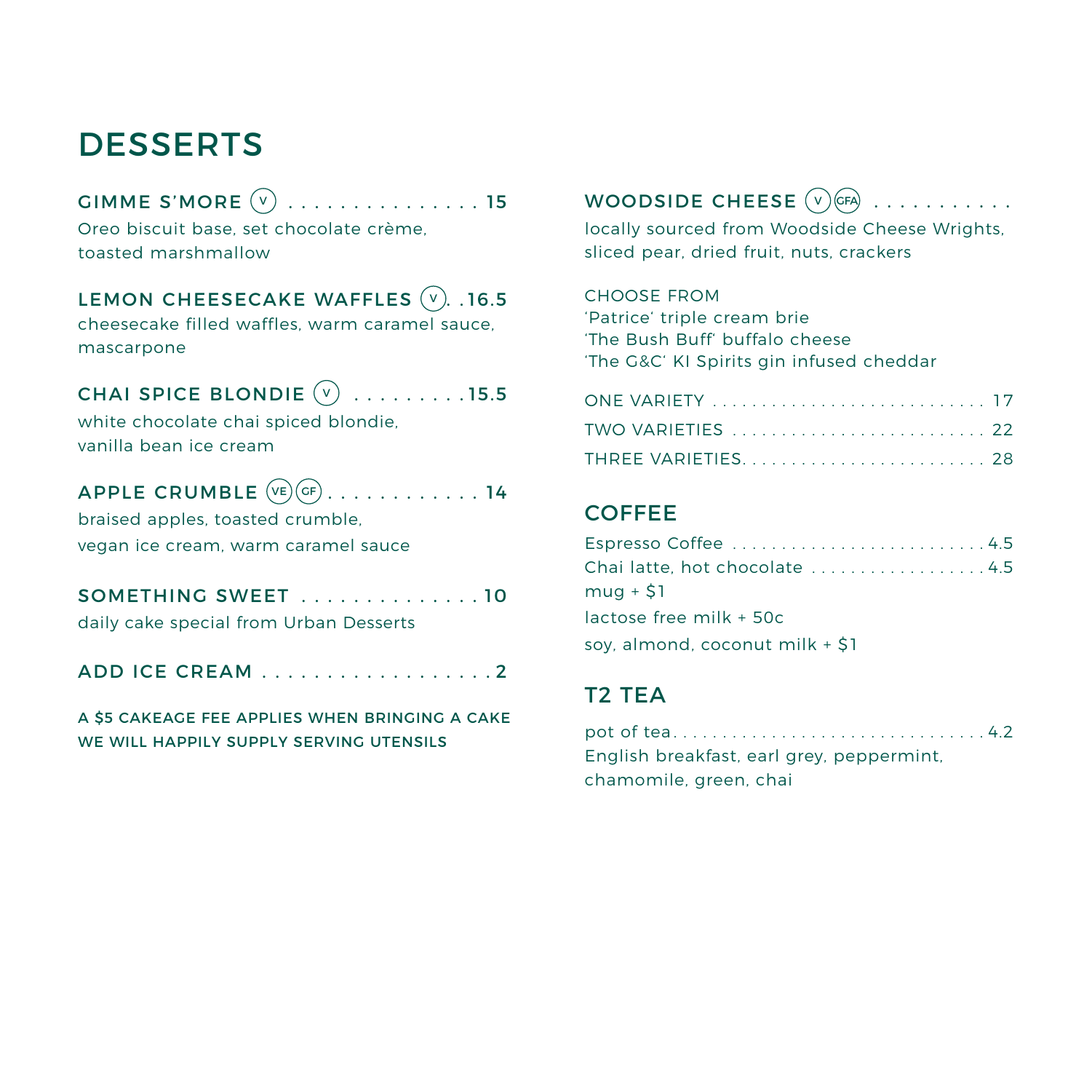# DESSERTS

**GIMME S'MORE (V) . . . . . . . . . . . . . . . . 15**
Oreo biscuit base, set chocolate crème,
toasted marshmallow

**LEMON CHEESECAKE WAFFLES (V). . 16.5**
cheesecake filled waffles, warm caramel sauce,
mascarpone

**CHAI SPICE BLONDIE (V) . . . . . . . . . 15.5**
white chocolate chai spiced blondie,
vanilla bean ice cream

**APPLE CRUMBLE (VE)(GF). . . . . . . . . . . . 14**
braised apples, toasted crumble,
vegan ice cream, warm caramel sauce

**SOMETHING SWEET . . . . . . . . . . . . . . . 10**
daily cake special from Urban Desserts

**ADD ICE CREAM . . . . . . . . . . . . . . . . . . 2**

A $5 CAKEAGE FEE APPLIES WHEN BRINGING A CAKE
WE WILL HAPPILY SUPPLY SERVING UTENSILS

**WOODSIDE CHEESE (V)(GFA) . . . . . . . . . . .**
locally sourced from Woodside Cheese Wrights,
sliced pear, dried fruit, nuts, crackers

CHOOSE FROM
'Patrice' triple cream brie
'The Bush Buff' buffalo cheese
'The G&C' KI Spirits gin infused cheddar

ONE VARIETY . . . . . . . . . . . . . . . . . . . . . . . . . . . 17
TWO VARIETIES . . . . . . . . . . . . . . . . . . . . . . . . . 22
THREE VARIETIES. . . . . . . . . . . . . . . . . . . . . . . . . 28

## COFFEE

Espresso Coffee . . . . . . . . . . . . . . . . . . . . . . . . . 4.5
Chai latte, hot chocolate . . . . . . . . . . . . . . . . . . 4.5
mug + $1
lactose free milk + 50c
soy, almond, coconut milk + $1

## T2 TEA

pot of tea. . . . . . . . . . . . . . . . . . . . . . . . . . . . . . . . 4.2
English breakfast, earl grey, peppermint,
chamomile, green, chai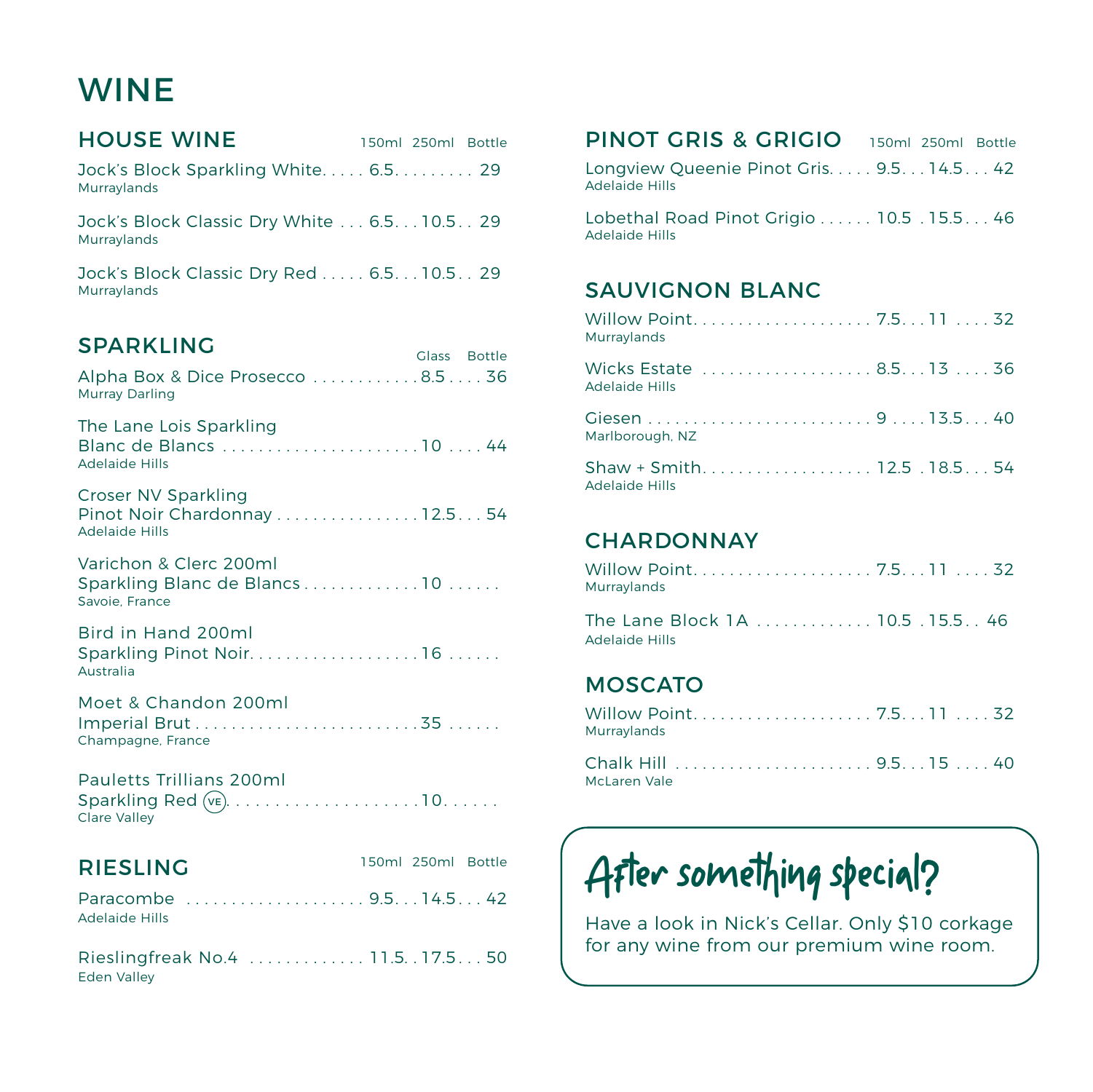# WINE

## HOUSE WINE

| | 150ml | 250ml | Bottle |
|---|---|---|---|
| Jock's Block Sparkling White<br>Murraylands | 6.5 | | 29 |
| Jock's Block Classic Dry White<br>Murraylands | 6.5 | 10.5 | 29 |
| Jock's Block Classic Dry Red<br>Murraylands | 6.5 | 10.5 | 29 |

## SPARKLING

| | Glass | Bottle |
|---|---|---|
| Alpha Box & Dice Prosecco<br>Murray Darling | 8.5 | 36 |
| The Lane Lois Sparkling Blanc de Blancs<br>Adelaide Hills | 10 | 44 |
| Croser NV Sparkling Pinot Noir Chardonnay<br>Adelaide Hills | 12.5 | 54 |
| Varichon & Clerc 200ml Sparkling Blanc de Blancs<br>Savoie, France | 10 | |
| Bird in Hand 200ml Sparkling Pinot Noir<br>Australia | 16 | |
| Moet & Chandon 200ml Imperial Brut<br>Champagne, France | 35 | |
| Pauletts Trillians 200ml Sparkling Red (VE)<br>Clare Valley | 10 | |

## RIESLING

| | 150ml | 250ml | Bottle |
|---|---|---|---|
| Paracombe<br>Adelaide Hills | 9.5 | 14.5 | 42 |
| Rieslingfreak No.4<br>Eden Valley | 11.5 | 17.5 | 50 |

## PINOT GRIS & GRIGIO

| | 150ml | 250ml | Bottle |
|---|---|---|---|
| Longview Queenie Pinot Gris<br>Adelaide Hills | 9.5 | 14.5 | 42 |
| Lobethal Road Pinot Grigio<br>Adelaide Hills | 10.5 | 15.5 | 46 |

## SAUVIGNON BLANC

| | 150ml | 250ml | Bottle |
|---|---|---|---|
| Willow Point<br>Murraylands | 7.5 | 11 | 32 |
| Wicks Estate<br>Adelaide Hills | 8.5 | 13 | 36 |
| Giesen<br>Marlborough, NZ | 9 | 13.5 | 40 |
| Shaw + Smith<br>Adelaide Hills | 12.5 | 18.5 | 54 |

## CHARDONNAY

| | 150ml | 250ml | Bottle |
|---|---|---|---|
| Willow Point<br>Murraylands | 7.5 | 11 | 32 |
| The Lane Block 1A<br>Adelaide Hills | 10.5 | 15.5 | 46 |

## MOSCATO

| | 150ml | 250ml | Bottle |
|---|---|---|---|
| Willow Point<br>Murraylands | 7.5 | 11 | 32 |
| Chalk Hill<br>McLaren Vale | 9.5 | 15 | 40 |

### After something special?

Have a look in Nick's Cellar. Only $10 corkage for any wine from our premium wine room.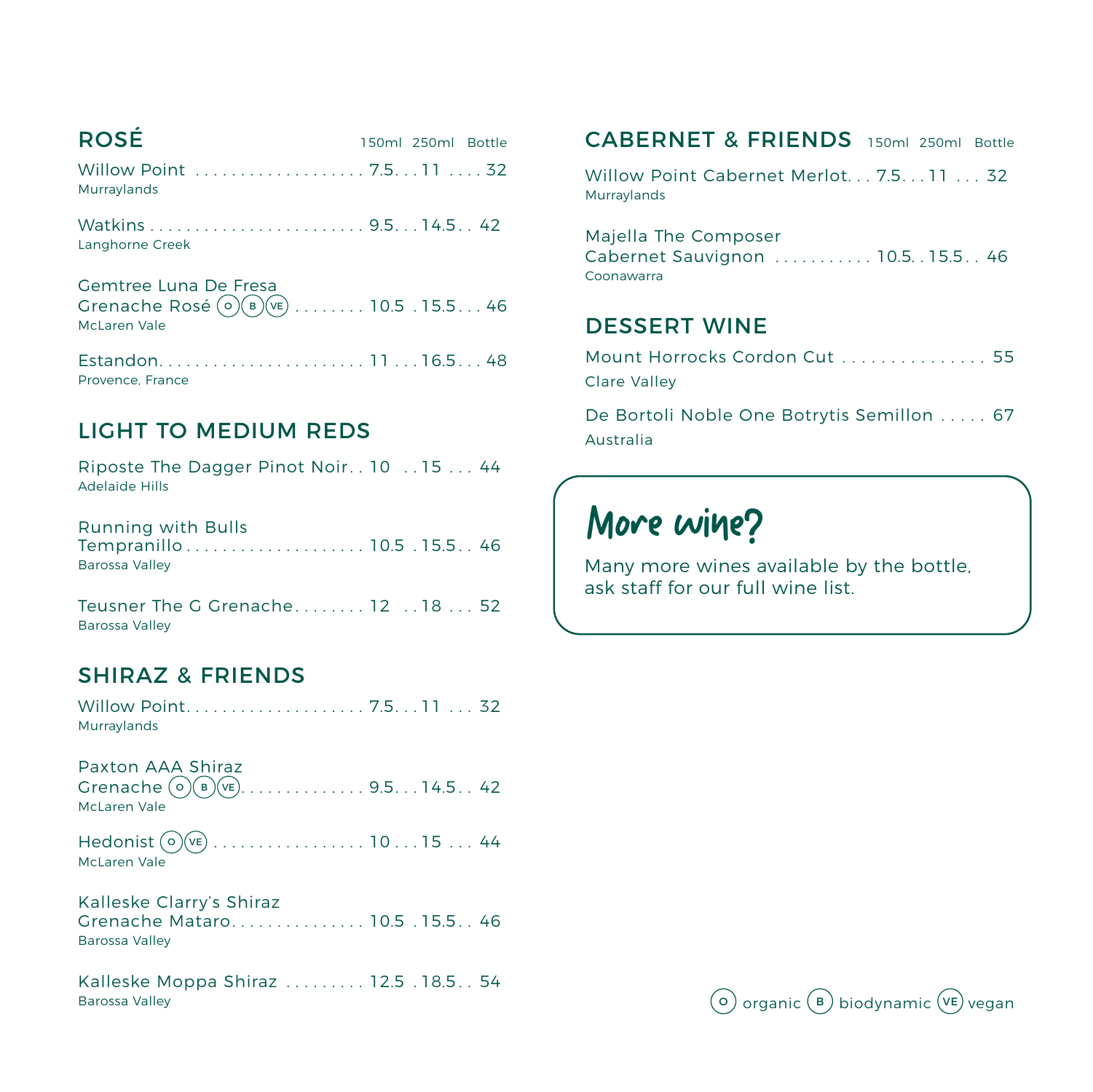## ROSÉ

| Wine | 150ml | 250ml | Bottle |
|---|---|---|---|
| Willow Point<br>Murraylands | 7.5 | 11 | 32 |
| Watkins<br>Langhorne Creek | 9.5 | 14.5 | 42 |
| Gemtree Luna De Fresa Grenache Rosé (O)(B)(VE)<br>McLaren Vale | 10.5 | 15.5 | 46 |
| Estandon<br>Provence, France | 11 | 16.5 | 48 |

## LIGHT TO MEDIUM REDS

| Wine | 150ml | 250ml | Bottle |
|---|---|---|---|
| Riposte The Dagger Pinot Noir<br>Adelaide Hills | 10 | 15 | 44 |
| Running with Bulls Tempranillo<br>Barossa Valley | 10.5 | 15.5 | 46 |
| Teusner The G Grenache<br>Barossa Valley | 12 | 18 | 52 |

## SHIRAZ & FRIENDS

| Wine | 150ml | 250ml | Bottle |
|---|---|---|---|
| Willow Point<br>Murraylands | 7.5 | 11 | 32 |
| Paxton AAA Shiraz Grenache (O)(B)(VE)<br>McLaren Vale | 9.5 | 14.5 | 42 |
| Hedonist (O)(VE)<br>McLaren Vale | 10 | 15 | 44 |
| Kalleske Clarry's Shiraz Grenache Mataro<br>Barossa Valley | 10.5 | 15.5 | 46 |
| Kalleske Moppa Shiraz<br>Barossa Valley | 12.5 | 18.5 | 54 |

## CABERNET & FRIENDS

| Wine | 150ml | 250ml | Bottle |
|---|---|---|---|
| Willow Point Cabernet Merlot<br>Murraylands | 7.5 | 11 | 32 |
| Majella The Composer Cabernet Sauvignon<br>Coonawarra | 10.5 | 15.5 | 46 |

## DESSERT WINE

| Wine | Price |
|---|---|
| Mount Horrocks Cordon Cut<br>Clare Valley | 55 |
| De Bortoli Noble One Botrytis Semillon<br>Australia | 67 |

## More wine?

Many more wines available by the bottle, ask staff for our full wine list.

(O) organic (B) biodynamic (VE) vegan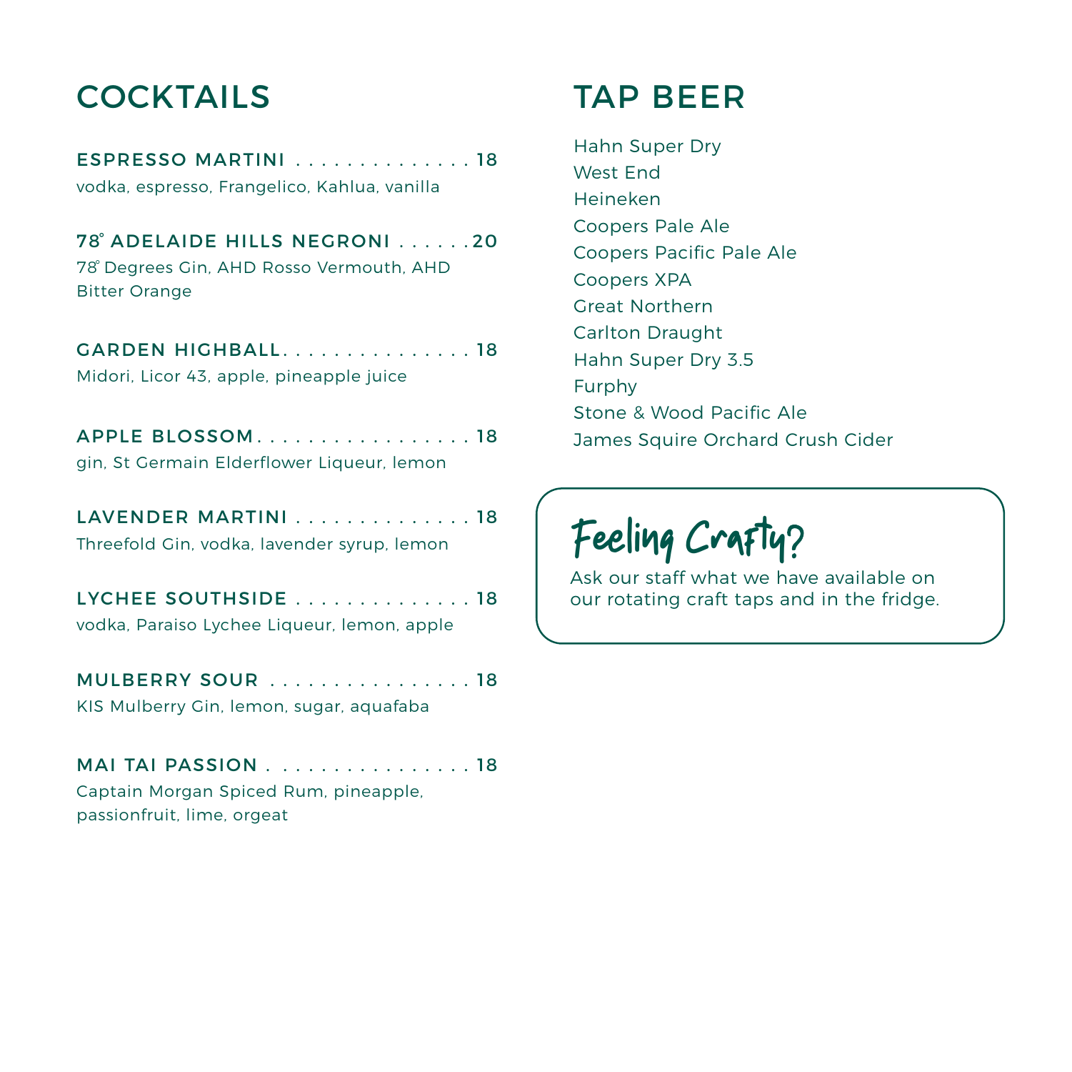## COCKTAILS

**ESPRESSO MARTINI . . . . . . . . . . . . . . . 18**
vodka, espresso, Frangelico, Kahlua, vanilla

**78° ADELAIDE HILLS NEGRONI . . . . . . 20**
78° Degrees Gin, AHD Rosso Vermouth, AHD Bitter Orange

**GARDEN HIGHBALL. . . . . . . . . . . . . . . . 18**
Midori, Licor 43, apple, pineapple juice

**APPLE BLOSSOM. . . . . . . . . . . . . . . . . . 18**
gin, St Germain Elderflower Liqueur, lemon

**LAVENDER MARTINI . . . . . . . . . . . . . . . 18**
Threefold Gin, vodka, lavender syrup, lemon

**LYCHEE SOUTHSIDE . . . . . . . . . . . . . . . 18**
vodka, Paraiso Lychee Liqueur, lemon, apple

**MULBERRY SOUR . . . . . . . . . . . . . . . . . 18**
KIS Mulberry Gin, lemon, sugar, aquafaba

**MAI TAI PASSION . . . . . . . . . . . . . . . . . 18**
Captain Morgan Spiced Rum, pineapple, passionfruit, lime, orgeat

## TAP BEER

Hahn Super Dry
West End
Heineken
Coopers Pale Ale
Coopers Pacific Pale Ale
Coopers XPA
Great Northern
Carlton Draught
Hahn Super Dry 3.5
Furphy
Stone & Wood Pacific Ale
James Squire Orchard Crush Cider

### Feeling Crafty?

Ask our staff what we have available on our rotating craft taps and in the fridge.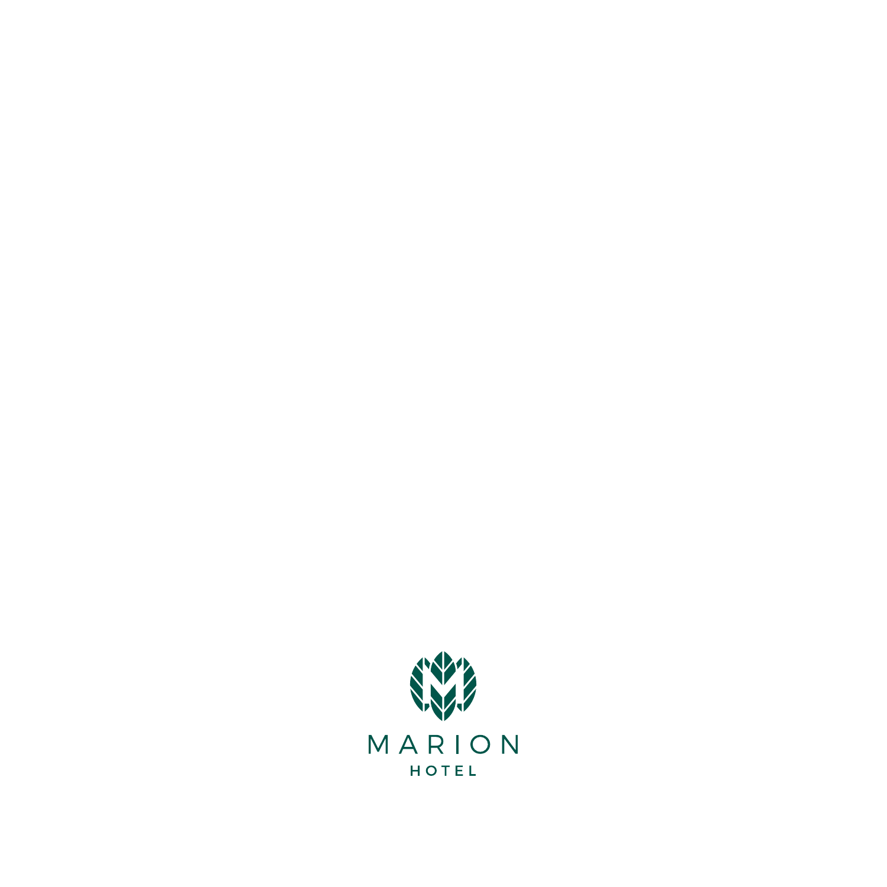MARION

HOTEL